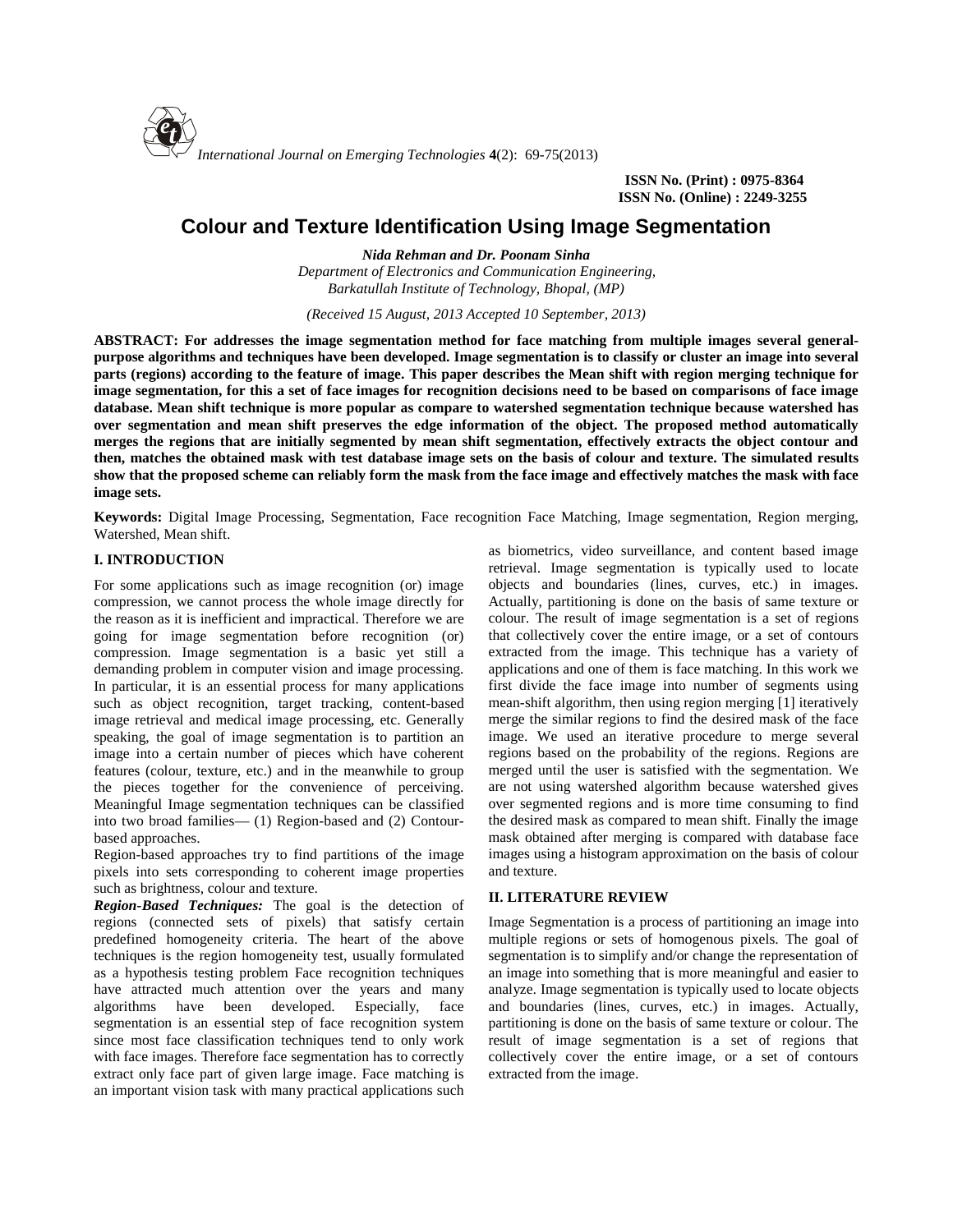# Colour and Texture Identification Using Image Segmentation

***Nida Rehman and Dr. Poonam Sinha***

*Department of Electronics and Communication Engineering, Barkatullah Institute of Technology, Bhopal, (MP)*

*(Received 15 August, 2013 Accepted 10 September, 2013)*

**ABSTRACT: For addresses the image segmentation method for face matching from multiple images several general-purpose algorithms and techniques have been developed. Image segmentation is to classify or cluster an image into several parts (regions) according to the feature of image. This paper describes the Mean shift with region merging technique for image segmentation, for this a set of face images for recognition decisions need to be based on comparisons of face image database. Mean shift technique is more popular as compare to watershed segmentation technique because watershed has over segmentation and mean shift preserves the edge information of the object. The proposed method automatically merges the regions that are initially segmented by mean shift segmentation, effectively extracts the object contour and then, matches the obtained mask with test database image sets on the basis of colour and texture. The simulated results show that the proposed scheme can reliably form the mask from the face image and effectively matches the mask with face image sets.**

**Keywords:** Digital Image Processing, Segmentation, Face recognition Face Matching, Image segmentation, Region merging, Watershed, Mean shift.

## I. INTRODUCTION

For some applications such as image recognition (or) image compression, we cannot process the whole image directly for the reason as it is inefficient and impractical. Therefore we are going for image segmentation before recognition (or) compression. Image segmentation is a basic yet still a demanding problem in computer vision and image processing. In particular, it is an essential process for many applications such as object recognition, target tracking, content-based image retrieval and medical image processing, etc. Generally speaking, the goal of image segmentation is to partition an image into a certain number of pieces which have coherent features (colour, texture, etc.) and in the meanwhile to group the pieces together for the convenience of perceiving. Meaningful Image segmentation techniques can be classified into two broad families— (1) Region-based and (2) Contour-based approaches.

Region-based approaches try to find partitions of the image pixels into sets corresponding to coherent image properties such as brightness, colour and texture.

***Region-Based Techniques:*** The goal is the detection of regions (connected sets of pixels) that satisfy certain predefined homogeneity criteria. The heart of the above techniques is the region homogeneity test, usually formulated as a hypothesis testing problem Face recognition techniques have attracted much attention over the years and many algorithms have been developed. Especially, face segmentation is an essential step of face recognition system since most face classification techniques tend to only work with face images. Therefore face segmentation has to correctly extract only face part of given large image. Face matching is an important vision task with many practical applications such as biometrics, video surveillance, and content based image retrieval. Image segmentation is typically used to locate objects and boundaries (lines, curves, etc.) in images. Actually, partitioning is done on the basis of same texture or colour. The result of image segmentation is a set of regions that collectively cover the entire image, or a set of contours extracted from the image. This technique has a variety of applications and one of them is face matching. In this work we first divide the face image into number of segments using mean-shift algorithm, then using region merging [1] iteratively merge the similar regions to find the desired mask of the face image. We used an iterative procedure to merge several regions based on the probability of the regions. Regions are merged until the user is satisfied with the segmentation. We are not using watershed algorithm because watershed gives over segmented regions and is more time consuming to find the desired mask as compared to mean shift. Finally the image mask obtained after merging is compared with database face images using a histogram approximation on the basis of colour and texture.

## II. LITERATURE REVIEW

Image Segmentation is a process of partitioning an image into multiple regions or sets of homogenous pixels. The goal of segmentation is to simplify and/or change the representation of an image into something that is more meaningful and easier to analyze. Image segmentation is typically used to locate objects and boundaries (lines, curves, etc.) in images. Actually, partitioning is done on the basis of same texture or colour. The result of image segmentation is a set of regions that collectively cover the entire image, or a set of contours extracted from the image.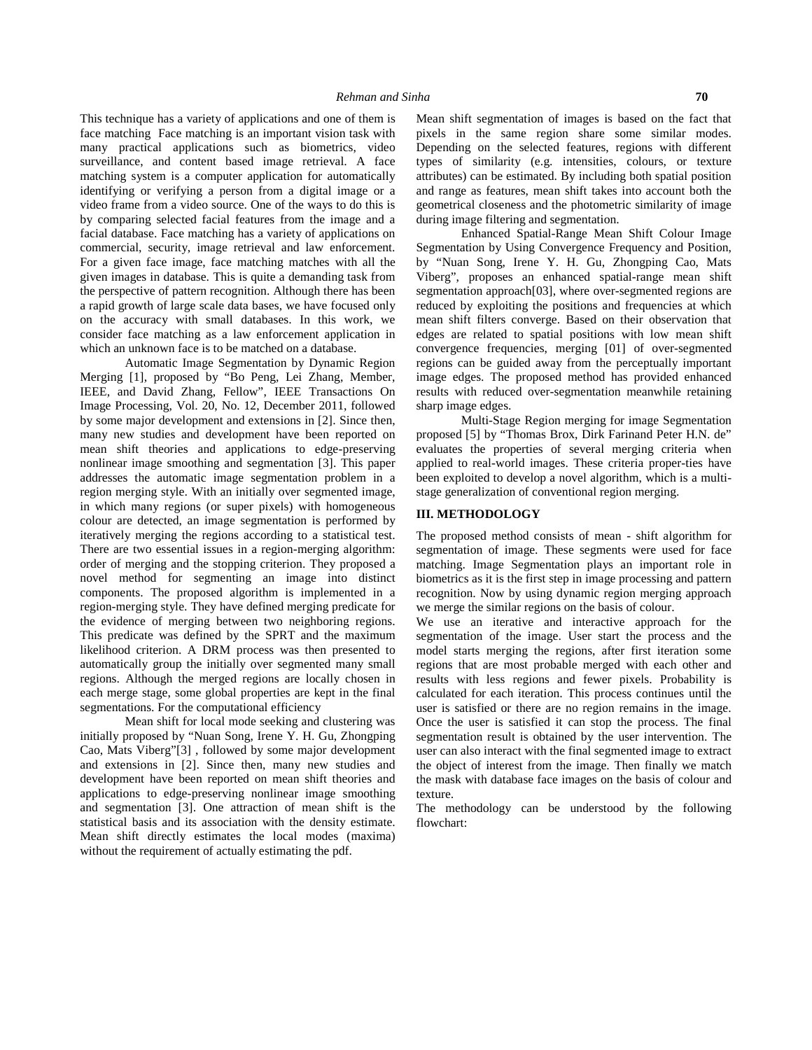This technique has a variety of applications and one of them is face matching Face matching is an important vision task with many practical applications such as biometrics, video surveillance, and content based image retrieval. A face matching system is a computer application for automatically identifying or verifying a person from a digital image or a video frame from a video source. One of the ways to do this is by comparing selected facial features from the image and a facial database. Face matching has a variety of applications on commercial, security, image retrieval and law enforcement. For a given face image, face matching matches with all the given images in database. This is quite a demanding task from the perspective of pattern recognition. Although there has been a rapid growth of large scale data bases, we have focused only on the accuracy with small databases. In this work, we consider face matching as a law enforcement application in which an unknown face is to be matched on a database.

Automatic Image Segmentation by Dynamic Region Merging [1], proposed by "Bo Peng, Lei Zhang, Member, IEEE, and David Zhang, Fellow", IEEE Transactions On Image Processing, Vol. 20, No. 12, December 2011, followed by some major development and extensions in [2]. Since then, many new studies and development have been reported on mean shift theories and applications to edge-preserving nonlinear image smoothing and segmentation [3]. This paper addresses the automatic image segmentation problem in a region merging style. With an initially over segmented image, in which many regions (or super pixels) with homogeneous colour are detected, an image segmentation is performed by iteratively merging the regions according to a statistical test. There are two essential issues in a region-merging algorithm: order of merging and the stopping criterion. They proposed a novel method for segmenting an image into distinct components. The proposed algorithm is implemented in a region-merging style. They have defined merging predicate for the evidence of merging between two neighboring regions. This predicate was defined by the SPRT and the maximum likelihood criterion. A DRM process was then presented to automatically group the initially over segmented many small regions. Although the merged regions are locally chosen in each merge stage, some global properties are kept in the final segmentations. For the computational efficiency

Mean shift for local mode seeking and clustering was initially proposed by "Nuan Song, Irene Y. H. Gu, Zhongping Cao, Mats Viberg"[3] , followed by some major development and extensions in [2]. Since then, many new studies and development have been reported on mean shift theories and applications to edge-preserving nonlinear image smoothing and segmentation [3]. One attraction of mean shift is the statistical basis and its association with the density estimate. Mean shift directly estimates the local modes (maxima) without the requirement of actually estimating the pdf.

Mean shift segmentation of images is based on the fact that pixels in the same region share some similar modes. Depending on the selected features, regions with different types of similarity (e.g. intensities, colours, or texture attributes) can be estimated. By including both spatial position and range as features, mean shift takes into account both the geometrical closeness and the photometric similarity of image during image filtering and segmentation.

Enhanced Spatial-Range Mean Shift Colour Image Segmentation by Using Convergence Frequency and Position, by "Nuan Song, Irene Y. H. Gu, Zhongping Cao, Mats Viberg", proposes an enhanced spatial-range mean shift segmentation approach[03], where over-segmented regions are reduced by exploiting the positions and frequencies at which mean shift filters converge. Based on their observation that edges are related to spatial positions with low mean shift convergence frequencies, merging [01] of over-segmented regions can be guided away from the perceptually important image edges. The proposed method has provided enhanced results with reduced over-segmentation meanwhile retaining sharp image edges.

Multi-Stage Region merging for image Segmentation proposed [5] by "Thomas Brox, Dirk Farinand Peter H.N. de" evaluates the properties of several merging criteria when applied to real-world images. These criteria proper-ties have been exploited to develop a novel algorithm, which is a multi-stage generalization of conventional region merging.

## III. METHODOLOGY

The proposed method consists of mean - shift algorithm for segmentation of image. These segments were used for face matching. Image Segmentation plays an important role in biometrics as it is the first step in image processing and pattern recognition. Now by using dynamic region merging approach we merge the similar regions on the basis of colour.

We use an iterative and interactive approach for the segmentation of the image. User start the process and the model starts merging the regions, after first iteration some regions that are most probable merged with each other and results with less regions and fewer pixels. Probability is calculated for each iteration. This process continues until the user is satisfied or there are no region remains in the image. Once the user is satisfied it can stop the process. The final segmentation result is obtained by the user intervention. The user can also interact with the final segmented image to extract the object of interest from the image. Then finally we match the mask with database face images on the basis of colour and texture.

The methodology can be understood by the following flowchart: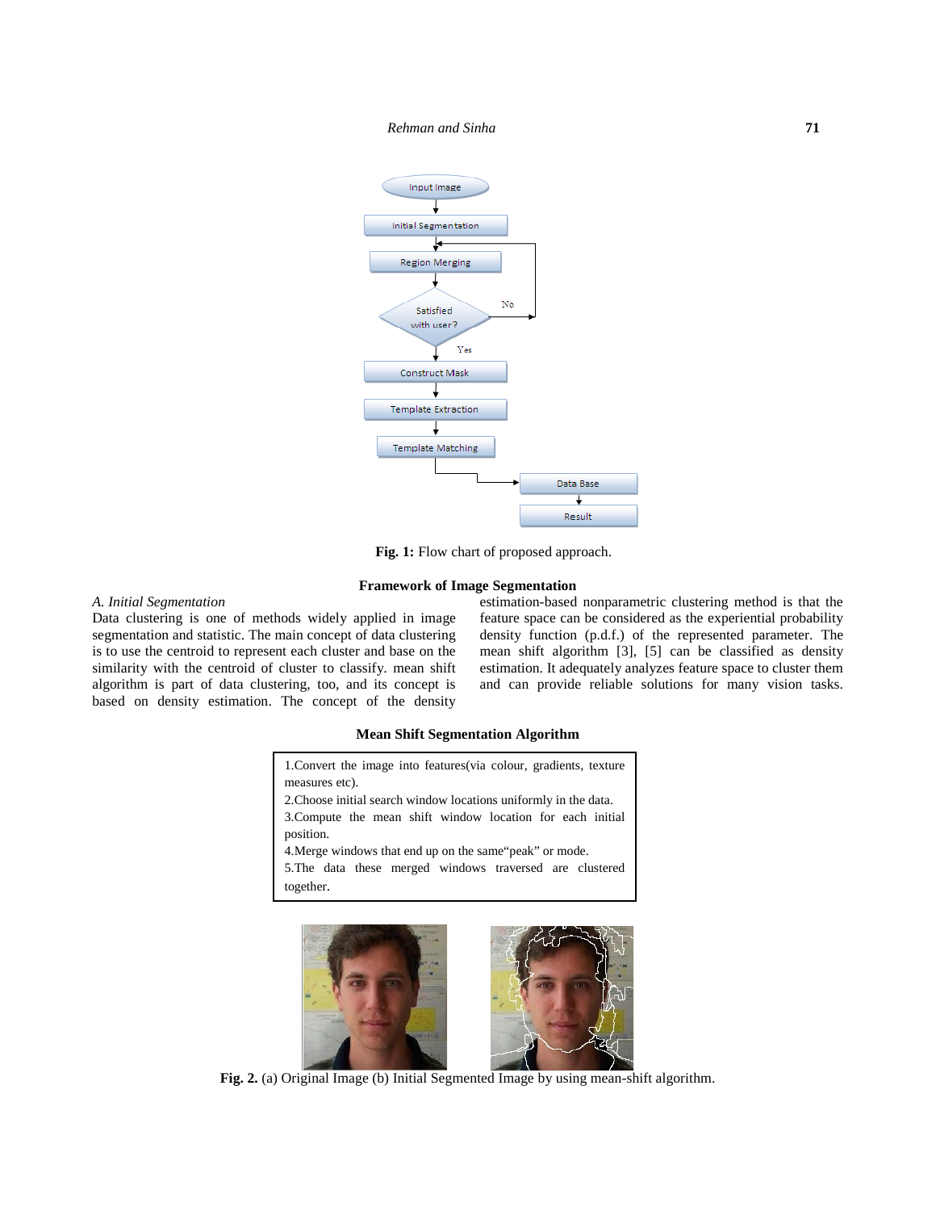Fig. 1: Flow chart of proposed approach.

## Framework of Image Segmentation

### A. Initial Segmentation

Data clustering is one of methods widely applied in image segmentation and statistic. The main concept of data clustering is to use the centroid to represent each cluster and base on the similarity with the centroid of cluster to classify. mean shift algorithm is part of data clustering, too, and its concept is based on density estimation. The concept of the density estimation-based nonparametric clustering method is that the feature space can be considered as the experiential probability density function (p.d.f.) of the represented parameter. The mean shift algorithm [3], [5] can be classified as density estimation. It adequately analyzes feature space to cluster them and can provide reliable solutions for many vision tasks.

### Mean Shift Segmentation Algorithm

1.Convert the image into features(via colour, gradients, texture measures etc).

2.Choose initial search window locations uniformly in the data.

3.Compute the mean shift window location for each initial position.

4.Merge windows that end up on the same"peak" or mode.

5.The data these merged windows traversed are clustered together.

**Fig. 2.** (a) Original Image (b) Initial Segmented Image by using mean-shift algorithm.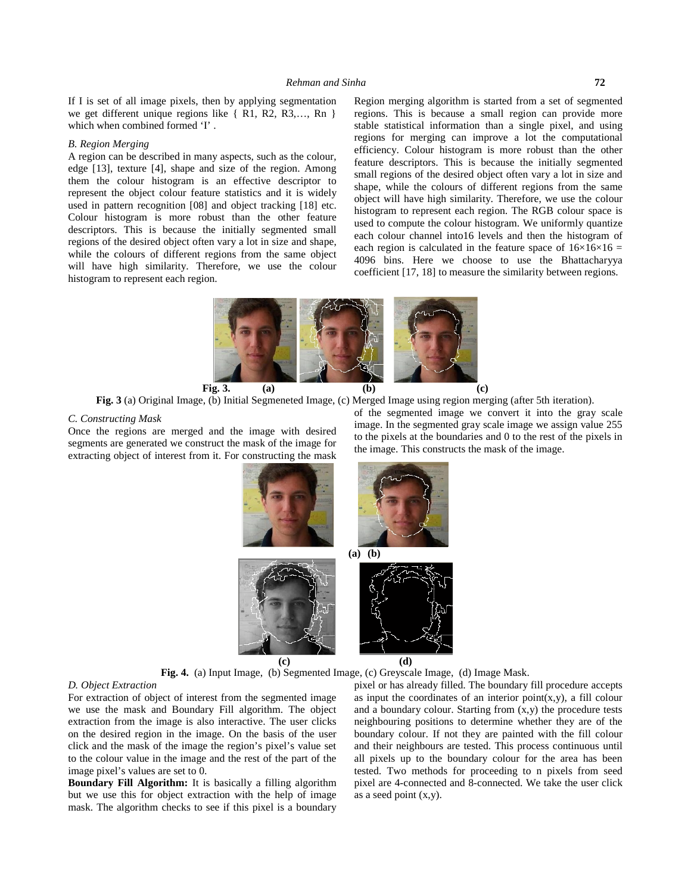If I is set of all image pixels, then by applying segmentation we get different unique regions like { R1, R2, R3,…, Rn } which when combined formed 'I' .

### *B. Region Merging*

A region can be described in many aspects, such as the colour, edge [13], texture [4], shape and size of the region. Among them the colour histogram is an effective descriptor to represent the object colour feature statistics and it is widely used in pattern recognition [08] and object tracking [18] etc. Colour histogram is more robust than the other feature descriptors. This is because the initially segmented small regions of the desired object often vary a lot in size and shape, while the colours of different regions from the same object will have high similarity. Therefore, we use the colour histogram to represent each region.

Region merging algorithm is started from a set of segmented regions. This is because a small region can provide more stable statistical information than a single pixel, and using regions for merging can improve a lot the computational efficiency. Colour histogram is more robust than the other feature descriptors. This is because the initially segmented small regions of the desired object often vary a lot in size and shape, while the colours of different regions from the same object will have high similarity. Therefore, we use the colour histogram to represent each region. The RGB colour space is used to compute the colour histogram. We uniformly quantize each colour channel into16 levels and then the histogram of each region is calculated in the feature space of $16\times16\times16 = 4096$ bins. Here we choose to use the Bhattacharyya coefficient [17, 18] to measure the similarity between regions.

**Fig. 3.** **(a)** **(b)** **(c)**

**Fig. 3** (a) Original Image, (b) Initial Segmeneted Image, (c) Merged Image using region merging (after 5th iteration).

### *C. Constructing Mask*

Once the regions are merged and the image with desired segments are generated we construct the mask of the image for extracting object of interest from it. For constructing the mask of the segmented image we convert it into the gray scale image. In the segmented gray scale image we assign value 255 to the pixels at the boundaries and 0 to the rest of the pixels in the image. This constructs the mask of the image.

**(a)** **(b)**

**(c)** **(d)**

**Fig. 4.** (a) Input Image, (b) Segmented Image, (c) Greyscale Image, (d) Image Mask.

### *D. Object Extraction*

For extraction of object of interest from the segmented image we use the mask and Boundary Fill algorithm. The object extraction from the image is also interactive. The user clicks on the desired region in the image. On the basis of the user click and the mask of the image the region's pixel's value set to the colour value in the image and the rest of the part of the image pixel's values are set to 0.

**Boundary Fill Algorithm:** It is basically a filling algorithm but we use this for object extraction with the help of image mask. The algorithm checks to see if this pixel is a boundary pixel or has already filled. The boundary fill procedure accepts as input the coordinates of an interior point(x,y), a fill colour and a boundary colour. Starting from (x,y) the procedure tests neighbouring positions to determine whether they are of the boundary colour. If not they are painted with the fill colour and their neighbours are tested. This process continuous until all pixels up to the boundary colour for the area has been tested. Two methods for proceeding to n pixels from seed pixel are 4-connected and 8-connected. We take the user click as a seed point (x,y).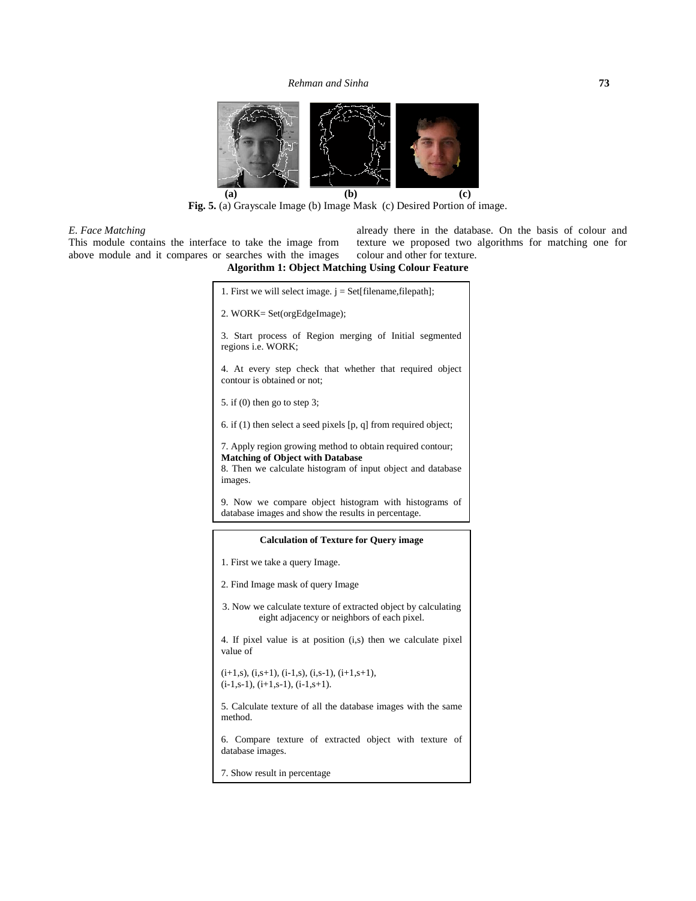(a) (b) (c)

**Fig. 5.** (a) Grayscale Image (b) Image Mask (c) Desired Portion of image.

### *E. Face Matching*

This module contains the interface to take the image from above module and it compares or searches with the images already there in the database. On the basis of colour and texture we proposed two algorithms for matching one for colour and other for texture.

**Algorithm 1: Object Matching Using Colour Feature**

1. First we will select image. j = Set[filename,filepath];

2. WORK= Set(orgEdgeImage);

3. Start process of Region merging of Initial segmented regions i.e. WORK;

4. At every step check that whether that required object contour is obtained or not;

5. if (0) then go to step 3;

6. if (1) then select a seed pixels [p, q] from required object;

7. Apply region growing method to obtain required contour;

**Matching of Object with Database**

8. Then we calculate histogram of input object and database images.

9. Now we compare object histogram with histograms of database images and show the results in percentage.

**Calculation of Texture for Query image**

1. First we take a query Image.

2. Find Image mask of query Image

3. Now we calculate texture of extracted object by calculating eight adjacency or neighbors of each pixel.

4. If pixel value is at position (i,s) then we calculate pixel value of

(i+1,s), (i,s+1), (i-1,s), (i,s-1), (i+1,s+1),
(i-1,s-1), (i+1,s-1), (i-1,s+1).

5. Calculate texture of all the database images with the same method.

6. Compare texture of extracted object with texture of database images.

7. Show result in percentage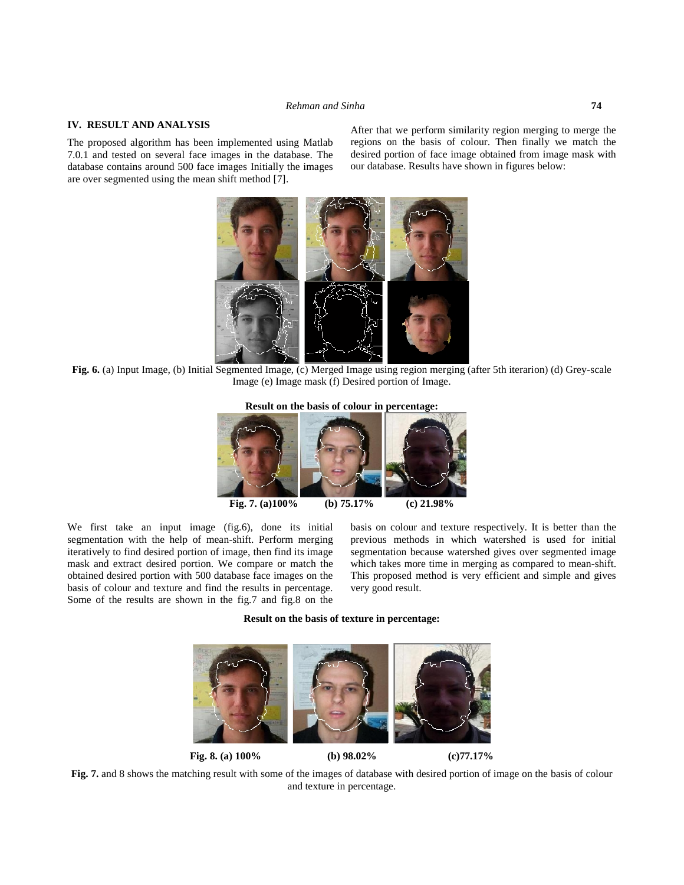## IV. RESULT AND ANALYSIS

The proposed algorithm has been implemented using Matlab 7.0.1 and tested on several face images in the database. The database contains around 500 face images Initially the images are over segmented using the mean shift method [7].

After that we perform similarity region merging to merge the regions on the basis of colour. Then finally we match the desired portion of face image obtained from image mask with our database. Results have shown in figures below:

**Fig. 6.** (a) Input Image, (b) Initial Segmented Image, (c) Merged Image using region merging (after 5th iterarion) (d) Grey-scale Image (e) Image mask (f) Desired portion of Image.

**Result on the basis of colour in percentage:**

**Fig. 7. (a)100% (b) 75.17% (c) 21.98%**

We first take an input image (fig.6), done its initial segmentation with the help of mean-shift. Perform merging iteratively to find desired portion of image, then find its image mask and extract desired portion. We compare or match the obtained desired portion with 500 database face images on the basis of colour and texture and find the results in percentage. Some of the results are shown in the fig.7 and fig.8 on the basis on colour and texture respectively. It is better than the previous methods in which watershed is used for initial segmentation because watershed gives over segmented image which takes more time in merging as compared to mean-shift. This proposed method is very efficient and simple and gives very good result.

**Result on the basis of texture in percentage:**

**Fig. 8. (a) 100% (b) 98.02% (c)77.17%**

**Fig. 7.** and 8 shows the matching result with some of the images of database with desired portion of image on the basis of colour and texture in percentage.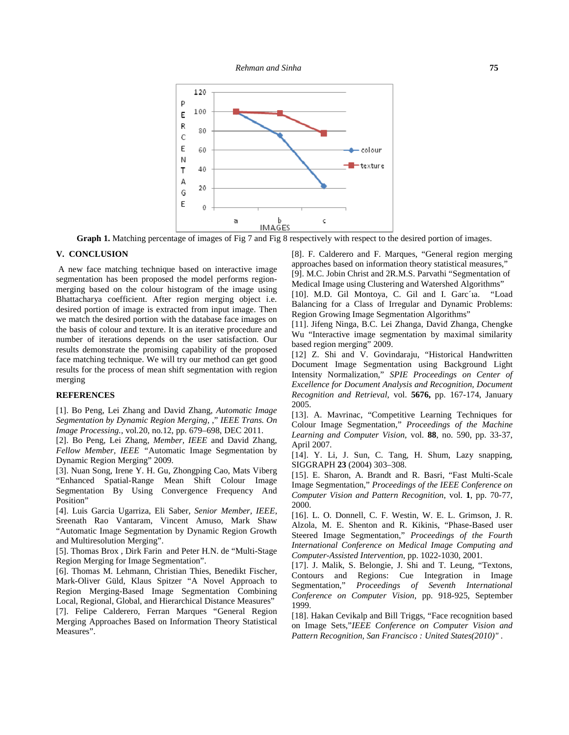120
100
80
60
40
20
0

PERCENTAGE

a
b
c
IMAGES

colour
texture

**Graph 1.** Matching percentage of images of Fig 7 and Fig 8 respectively with respect to the desired portion of images.

## V. CONCLUSION

A new face matching technique based on interactive image segmentation has been proposed the model performs region-merging based on the colour histogram of the image using Bhattacharya coefficient. After region merging object i.e. desired portion of image is extracted from input image. Then we match the desired portion with the database face images on the basis of colour and texture. It is an iterative procedure and number of iterations depends on the user satisfaction. Our results demonstrate the promising capability of the proposed face matching technique. We will try our method can get good results for the process of mean shift segmentation with region merging

## REFERENCES

[1]. Bo Peng, Lei Zhang and David Zhang, *Automatic Image Segmentation by Dynamic Region Merging, ," IEEE Trans. On Image Processing.*, vol.20, no.12, pp. 679–698, DEC 2011.

[2]. Bo Peng, Lei Zhang, *Member, IEEE* and David Zhang, *Fellow Member, IEEE* "Automatic Image Segmentation by Dynamic Region Merging" 2009.

[3]. Nuan Song, Irene Y. H. Gu, Zhongping Cao, Mats Viberg "Enhanced Spatial-Range Mean Shift Colour Image Segmentation By Using Convergence Frequency And Position"

[4]. Luis Garcia Ugarriza, Eli Saber, *Senior Member, IEEE*, Sreenath Rao Vantaram, Vincent Amuso, Mark Shaw "Automatic Image Segmentation by Dynamic Region Growth and Multiresolution Merging".

[5]. Thomas Brox , Dirk Farin and Peter H.N. de "Multi-Stage Region Merging for Image Segmentation".

[6]. Thomas M. Lehmann, Christian Thies, Benedikt Fischer, Mark-Oliver Güld, Klaus Spitzer "A Novel Approach to Region Merging-Based Image Segmentation Combining Local, Regional, Global, and Hierarchical Distance Measures"

[7]. Felipe Calderero, Ferran Marques "General Region Merging Approaches Based on Information Theory Statistical Measures".

[8]. F. Calderero and F. Marques, "General region merging approaches based on information theory statistical measures,"

[9]. M.C. Jobin Christ and 2R.M.S. Parvathi "Segmentation of Medical Image using Clustering and Watershed Algorithms"

[10]. M.D. Gil Montoya, C. Gil and I. Garc´ıa. "Load Balancing for a Class of Irregular and Dynamic Problems: Region Growing Image Segmentation Algorithms"

[11]. Jifeng Ninga, B.C. Lei Zhanga, David Zhanga, Chengke Wu "Interactive image segmentation by maximal similarity based region merging" 2009.

[12] Z. Shi and V. Govindaraju, "Historical Handwritten Document Image Segmentation using Background Light Intensity Normalization," *SPIE Proceedings on Center of Excellence for Document Analysis and Recognition, Document Recognition and Retrieval*, vol. **5676,** pp. 167-174, January 2005.

[13]. A. Mavrinac, "Competitive Learning Techniques for Colour Image Segmentation," *Proceedings of the Machine Learning and Computer Vision*, vol. **88**, no. 590, pp. 33-37, April 2007.

[14]. Y. Li, J. Sun, C. Tang, H. Shum, Lazy snapping, SIGGRAPH **23** (2004) 303–308.

[15]. E. Sharon, A. Brandt and R. Basri, "Fast Multi-Scale Image Segmentation," *Proceedings of the IEEE Conference on Computer Vision and Pattern Recognition*, vol. **1**, pp. 70-77, 2000.

[16]. L. O. Donnell, C. F. Westin, W. E. L. Grimson, J. R. Alzola, M. E. Shenton and R. Kikinis, "Phase-Based user Steered Image Segmentation," *Proceedings of the Fourth International Conference on Medical Image Computing and Computer-Assisted Intervention*, pp. 1022-1030, 2001.

[17]. J. Malik, S. Belongie, J. Shi and T. Leung, "Textons, Contours and Regions: Cue Integration in Image Segmentation," *Proceedings of Seventh International Conference on Computer Vision*, pp. 918-925, September 1999.

[18]. Hakan Cevikalp and Bill Triggs, "Face recognition based on Image Sets,"*IEEE Conference on Computer Vision and Pattern Recognition, San Francisco : United States(2010)"* .